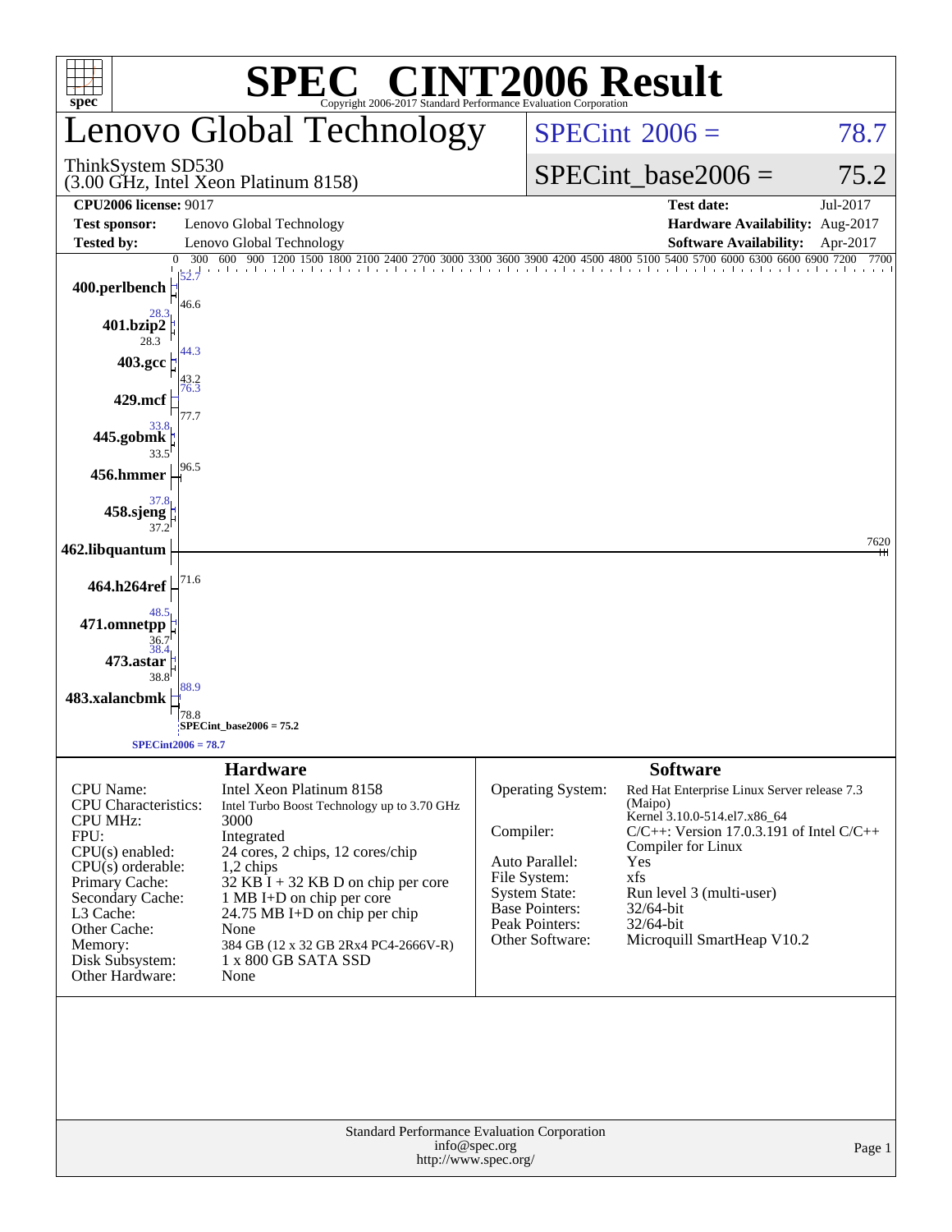# SPEC® CINT2006 Result

Copyright 2006-2017 Standard Performance Evaluation Corporation

## Lenovo Global Technology

ThinkSystem SD530
(3.00 GHz, Intel Xeon Platinum 8158)

SPECint 2006 = 78.7

SPECint_base2006 = 75.2

| | | | |
|---|---|---|---|
| **CPU2006 license:** 9017 | | **Test date:** | Jul-2017 |
| **Test sponsor:** | Lenovo Global Technology | **Hardware Availability:** | Aug-2017 |
| **Tested by:** | Lenovo Global Technology | **Software Availability:** | Apr-2017 |

| Benchmark | Peak | Base |
|---|---|---|
| 400.perlbench | 52.7 | 46.6 |
| 401.bzip2 | 28.3 | 28.3 |
| 403.gcc | 44.3 | 43.2 |
| 429.mcf | 76.3 | 77.7 |
| 445.gobmk | 33.8 | 33.5 |
| 456.hmmer | | 96.5 |
| 458.sjeng | 37.8 | 37.2 |
| 462.libquantum | | 7620 |
| 464.h264ref | | 71.6 |
| 471.omnetpp | 48.5 | 36.7 |
| 473.astar | 38.4 | 38.8 |
| 483.xalancbmk | 88.9 | 78.8 |

SPECint_base2006 = 75.2

SPECint2006 = 78.7

### Hardware

| | |
|---|---|
| CPU Name: | Intel Xeon Platinum 8158 |
| CPU Characteristics: | Intel Turbo Boost Technology up to 3.70 GHz |
| CPU MHz: | 3000 |
| FPU: | Integrated |
| CPU(s) enabled: | 24 cores, 2 chips, 12 cores/chip |
| CPU(s) orderable: | 1,2 chips |
| Primary Cache: | 32 KB I + 32 KB D on chip per core |
| Secondary Cache: | 1 MB I+D on chip per core |
| L3 Cache: | 24.75 MB I+D on chip per chip |
| Other Cache: | None |
| Memory: | 384 GB (12 x 32 GB 2Rx4 PC4-2666V-R) |
| Disk Subsystem: | 1 x 800 GB SATA SSD |
| Other Hardware: | None |

### Software

| | |
|---|---|
| Operating System: | Red Hat Enterprise Linux Server release 7.3 (Maipo) Kernel 3.10.0-514.el7.x86_64 |
| Compiler: | C/C++: Version 17.0.3.191 of Intel C/C++ Compiler for Linux |
| Auto Parallel: | Yes |
| File System: | xfs |
| System State: | Run level 3 (multi-user) |
| Base Pointers: | 32/64-bit |
| Peak Pointers: | 32/64-bit |
| Other Software: | Microquill SmartHeap V10.2 |

Standard Performance Evaluation Corporation
info@spec.org
http://www.spec.org/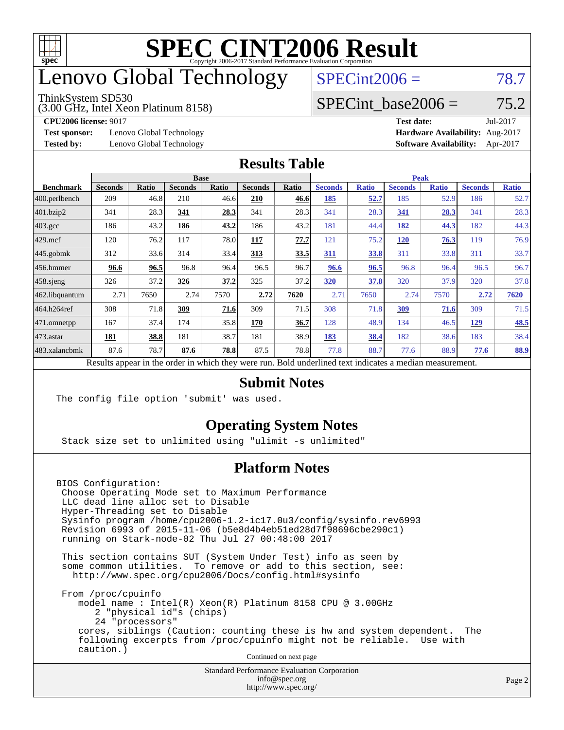# SPEC CINT2006 Result

Copyright 2006-2017 Standard Performance Evaluation Corporation

# Lenovo Global Technology

ThinkSystem SD530
(3.00 GHz, Intel Xeon Platinum 8158)

SPECint2006 = 78.7

SPECint_base2006 = 75.2

**CPU2006 license:** 9017 | **Test date:** Jul-2017
**Test sponsor:** Lenovo Global Technology | **Hardware Availability:** Aug-2017
**Tested by:** Lenovo Global Technology | **Software Availability:** Apr-2017

## Results Table

| Benchmark | Base | | | | | | Peak | | | | | |
|---|---|---|---|---|---|---|---|---|---|---|---|---|
| | Seconds | Ratio | Seconds | Ratio | Seconds | Ratio | Seconds | Ratio | Seconds | Ratio | Seconds | Ratio |
| 400.perlbench | 209 | 46.8 | 210 | 46.6 | **210** | **46.6** | **185** | **52.7** | 185 | 52.9 | 186 | 52.7 |
| 401.bzip2 | 341 | 28.3 | **341** | **28.3** | 341 | 28.3 | 341 | 28.3 | **341** | **28.3** | 341 | 28.3 |
| 403.gcc | 186 | 43.2 | **186** | **43.2** | 186 | 43.2 | 181 | 44.4 | **182** | **44.3** | 182 | 44.3 |
| 429.mcf | 120 | 76.2 | 117 | 78.0 | **117** | **77.7** | 121 | 75.2 | **120** | **76.3** | 119 | 76.9 |
| 445.gobmk | 312 | 33.6 | 314 | 33.4 | **313** | **33.5** | **311** | **33.8** | 311 | 33.8 | 311 | 33.7 |
| 456.hmmer | **96.6** | **96.5** | 96.8 | 96.4 | 96.5 | 96.7 | **96.6** | **96.5** | 96.8 | 96.4 | 96.5 | 96.7 |
| 458.sjeng | 326 | 37.2 | **326** | **37.2** | 325 | 37.2 | **320** | **37.8** | 320 | 37.9 | 320 | 37.8 |
| 462.libquantum | 2.71 | 7650 | 2.74 | 7570 | **2.72** | **7620** | 2.71 | 7650 | 2.74 | 7570 | **2.72** | **7620** |
| 464.h264ref | 308 | 71.8 | **309** | **71.6** | 309 | 71.5 | 308 | 71.8 | **309** | **71.6** | 309 | 71.5 |
| 471.omnetpp | 167 | 37.4 | 174 | 35.8 | **170** | **36.7** | 128 | 48.9 | 134 | 46.5 | **129** | **48.5** |
| 473.astar | **181** | **38.8** | 181 | 38.7 | 181 | 38.9 | **183** | **38.4** | 182 | 38.6 | 183 | 38.4 |
| 483.xalancbmk | 87.6 | 78.7 | **87.6** | **78.8** | 87.5 | 78.8 | 77.8 | 88.7 | 77.6 | 88.9 | **77.6** | **88.9** |

Results appear in the order in which they were run. Bold underlined text indicates a median measurement.

## Submit Notes

```
The config file option 'submit' was used.
```

## Operating System Notes

```
Stack size set to unlimited using "ulimit -s unlimited"
```

## Platform Notes

```
BIOS Configuration:
 Choose Operating Mode set to Maximum Performance
 LLC dead line alloc set to Disable
 Hyper-Threading set to Disable
 Sysinfo program /home/cpu2006-1.2-ic17.0u3/config/sysinfo.rev6993
 Revision 6993 of 2015-11-06 (b5e8d4b4eb51ed28d7f98696cbe290c1)
 running on Stark-node-02 Thu Jul 27 00:48:00 2017

 This section contains SUT (System Under Test) info as seen by
 some common utilities.  To remove or add to this section, see:
   http://www.spec.org/cpu2006/Docs/config.html#sysinfo

 From /proc/cpuinfo
    model name : Intel(R) Xeon(R) Platinum 8158 CPU @ 3.00GHz
       2 "physical id"s (chips)
       24 "processors"
    cores, siblings (Caution: counting these is hw and system dependent.  The
    following excerpts from /proc/cpuinfo might not be reliable.  Use with
    caution.)
```

Continued on next page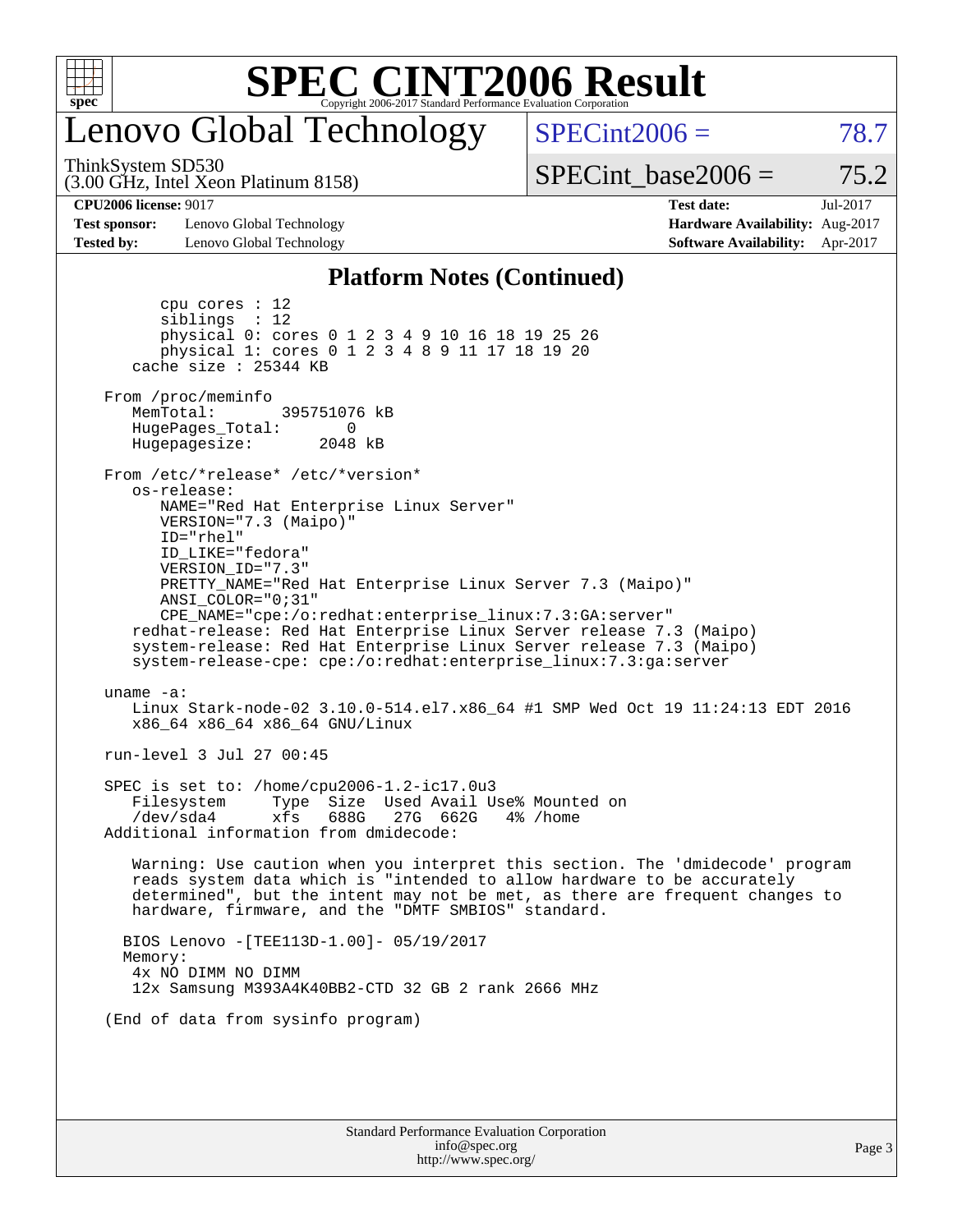# SPEC CINT2006 Result

## Lenovo Global Technology

ThinkSystem SD530
(3.00 GHz, Intel Xeon Platinum 8158)

SPECint2006 = 78.7

SPECint_base2006 = 75.2

| | | | |
|---|---|---|---|
| **CPU2006 license:** 9017 | | **Test date:** | Jul-2017 |
| **Test sponsor:** | Lenovo Global Technology | **Hardware Availability:** | Aug-2017 |
| **Tested by:** | Lenovo Global Technology | **Software Availability:** | Apr-2017 |

### Platform Notes (Continued)

```
        cpu cores : 12
        siblings  : 12
        physical 0: cores 0 1 2 3 4 9 10 16 18 19 25 26
        physical 1: cores 0 1 2 3 4 8 9 11 17 18 19 20
     cache size : 25344 KB

  From /proc/meminfo
     MemTotal:       395751076 kB
     HugePages_Total:       0
     Hugepagesize:       2048 kB

  From /etc/*release* /etc/*version*
     os-release:
        NAME="Red Hat Enterprise Linux Server"
        VERSION="7.3 (Maipo)"
        ID="rhel"
        ID_LIKE="fedora"
        VERSION_ID="7.3"
        PRETTY_NAME="Red Hat Enterprise Linux Server 7.3 (Maipo)"
        ANSI_COLOR="0;31"
        CPE_NAME="cpe:/o:redhat:enterprise_linux:7.3:GA:server"
     redhat-release: Red Hat Enterprise Linux Server release 7.3 (Maipo)
     system-release: Red Hat Enterprise Linux Server release 7.3 (Maipo)
     system-release-cpe: cpe:/o:redhat:enterprise_linux:7.3:ga:server

  uname -a:
     Linux Stark-node-02 3.10.0-514.el7.x86_64 #1 SMP Wed Oct 19 11:24:13 EDT 2016
     x86_64 x86_64 x86_64 GNU/Linux

  run-level 3 Jul 27 00:45

  SPEC is set to: /home/cpu2006-1.2-ic17.0u3
     Filesystem     Type  Size  Used Avail Use% Mounted on
     /dev/sda4      xfs   688G   27G  662G   4% /home
  Additional information from dmidecode:

     Warning: Use caution when you interpret this section. The 'dmidecode' program
     reads system data which is "intended to allow hardware to be accurately
     determined", but the intent may not be met, as there are frequent changes to
     hardware, firmware, and the "DMTF SMBIOS" standard.

    BIOS Lenovo -[TEE113D-1.00]- 05/19/2017
    Memory:
     4x NO DIMM NO DIMM
     12x Samsung M393A4K40BB2-CTD 32 GB 2 rank 2666 MHz

  (End of data from sysinfo program)
```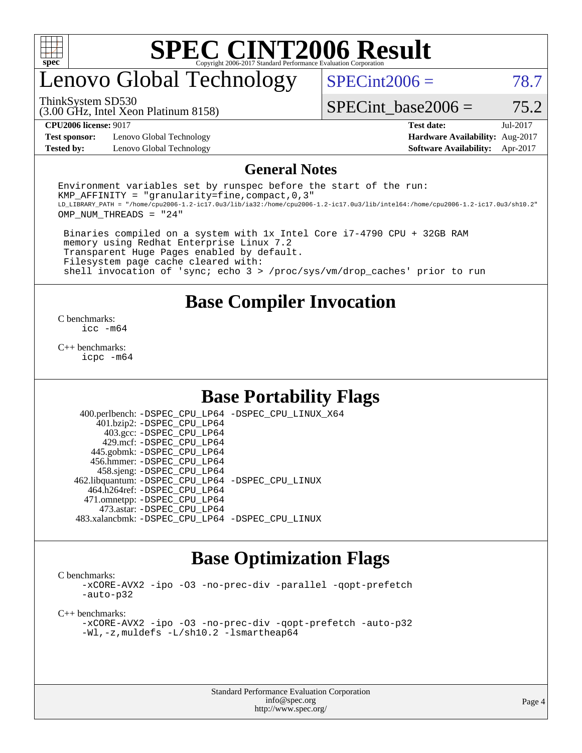# SPEC CINT2006 Result

Copyright 2006-2017 Standard Performance Evaluation Corporation

# Lenovo Global Technology

ThinkSystem SD530
(3.00 GHz, Intel Xeon Platinum 8158)

SPECint2006 = 78.7

SPECint_base2006 = 75.2

**CPU2006 license:** 9017
**Test sponsor:** Lenovo Global Technology
**Tested by:** Lenovo Global Technology

**Test date:** Jul-2017
**Hardware Availability:** Aug-2017
**Software Availability:** Apr-2017

## General Notes

```
Environment variables set by runspec before the start of the run:
KMP_AFFINITY = "granularity=fine,compact,0,3"
LD_LIBRARY_PATH = "/home/cpu2006-1.2-ic17.0u3/lib/ia32:/home/cpu2006-1.2-ic17.0u3/lib/intel64:/home/cpu2006-1.2-ic17.0u3/sh10.2"
OMP_NUM_THREADS = "24"

 Binaries compiled on a system with 1x Intel Core i7-4790 CPU + 32GB RAM
 memory using Redhat Enterprise Linux 7.2
 Transparent Huge Pages enabled by default.
 Filesystem page cache cleared with:
 shell invocation of 'sync; echo 3 > /proc/sys/vm/drop_caches' prior to run
```

## Base Compiler Invocation

C benchmarks:
`icc -m64`

C++ benchmarks:
`icpc -m64`

## Base Portability Flags

400.perlbench: -DSPEC_CPU_LP64 -DSPEC_CPU_LINUX_X64
401.bzip2: -DSPEC_CPU_LP64
403.gcc: -DSPEC_CPU_LP64
429.mcf: -DSPEC_CPU_LP64
445.gobmk: -DSPEC_CPU_LP64
456.hmmer: -DSPEC_CPU_LP64
458.sjeng: -DSPEC_CPU_LP64
462.libquantum: -DSPEC_CPU_LP64 -DSPEC_CPU_LINUX
464.h264ref: -DSPEC_CPU_LP64
471.omnetpp: -DSPEC_CPU_LP64
473.astar: -DSPEC_CPU_LP64
483.xalancbmk: -DSPEC_CPU_LP64 -DSPEC_CPU_LINUX

## Base Optimization Flags

C benchmarks:
```
-xCORE-AVX2 -ipo -O3 -no-prec-div -parallel -qopt-prefetch
-auto-p32
```

C++ benchmarks:
```
-xCORE-AVX2 -ipo -O3 -no-prec-div -qopt-prefetch -auto-p32
-Wl,-z,muldefs -L/sh10.2 -lsmartheap64
```

Standard Performance Evaluation Corporation
info@spec.org
http://www.spec.org/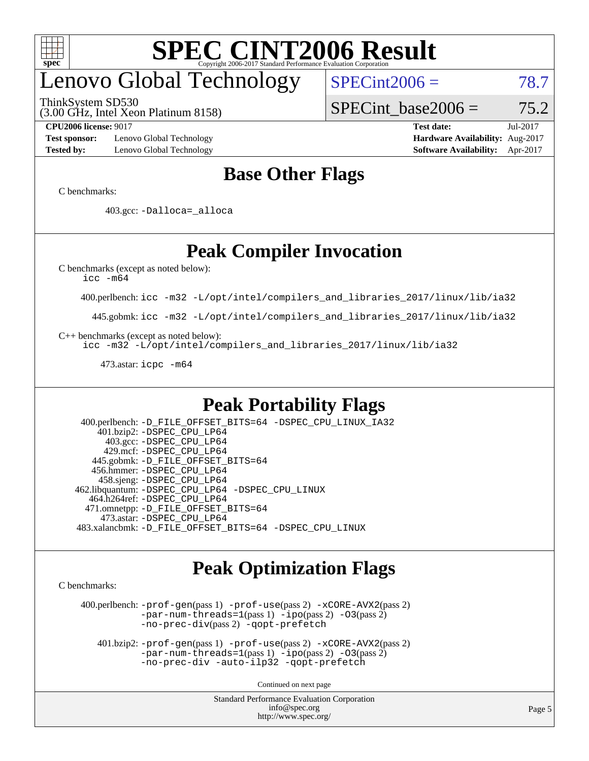# SPEC CINT2006 Result

Copyright 2006-2017 Standard Performance Evaluation Corporation

# Lenovo Global Technology

ThinkSystem SD530
(3.00 GHz, Intel Xeon Platinum 8158)

SPECint2006 = 78.7

SPECint_base2006 = 75.2

| | | | |
|---|---|---|---|
| **CPU2006 license:** 9017 | | **Test date:** | Jul-2017 |
| **Test sponsor:** | Lenovo Global Technology | **Hardware Availability:** | Aug-2017 |
| **Tested by:** | Lenovo Global Technology | **Software Availability:** | Apr-2017 |

## Base Other Flags

C benchmarks:

403.gcc: -Dalloca=_alloca

## Peak Compiler Invocation

C benchmarks (except as noted below):
icc -m64

400.perlbench: icc -m32 -L/opt/intel/compilers_and_libraries_2017/linux/lib/ia32

445.gobmk: icc -m32 -L/opt/intel/compilers_and_libraries_2017/linux/lib/ia32

C++ benchmarks (except as noted below):
icc -m32 -L/opt/intel/compilers_and_libraries_2017/linux/lib/ia32

473.astar: icpc -m64

## Peak Portability Flags

400.perlbench: -D_FILE_OFFSET_BITS=64 -DSPEC_CPU_LINUX_IA32
401.bzip2: -DSPEC_CPU_LP64
403.gcc: -DSPEC_CPU_LP64
429.mcf: -DSPEC_CPU_LP64
445.gobmk: -D_FILE_OFFSET_BITS=64
456.hmmer: -DSPEC_CPU_LP64
458.sjeng: -DSPEC_CPU_LP64
462.libquantum: -DSPEC_CPU_LP64 -DSPEC_CPU_LINUX
464.h264ref: -DSPEC_CPU_LP64
471.omnetpp: -D_FILE_OFFSET_BITS=64
473.astar: -DSPEC_CPU_LP64
483.xalancbmk: -D_FILE_OFFSET_BITS=64 -DSPEC_CPU_LINUX

## Peak Optimization Flags

C benchmarks:

400.perlbench: -prof-gen(pass 1) -prof-use(pass 2) -xCORE-AVX2(pass 2) -par-num-threads=1(pass 1) -ipo(pass 2) -O3(pass 2) -no-prec-div(pass 2) -qopt-prefetch

401.bzip2: -prof-gen(pass 1) -prof-use(pass 2) -xCORE-AVX2(pass 2) -par-num-threads=1(pass 1) -ipo(pass 2) -O3(pass 2) -no-prec-div -auto-ilp32 -qopt-prefetch

Continued on next page

Standard Performance Evaluation Corporation
info@spec.org
http://www.spec.org/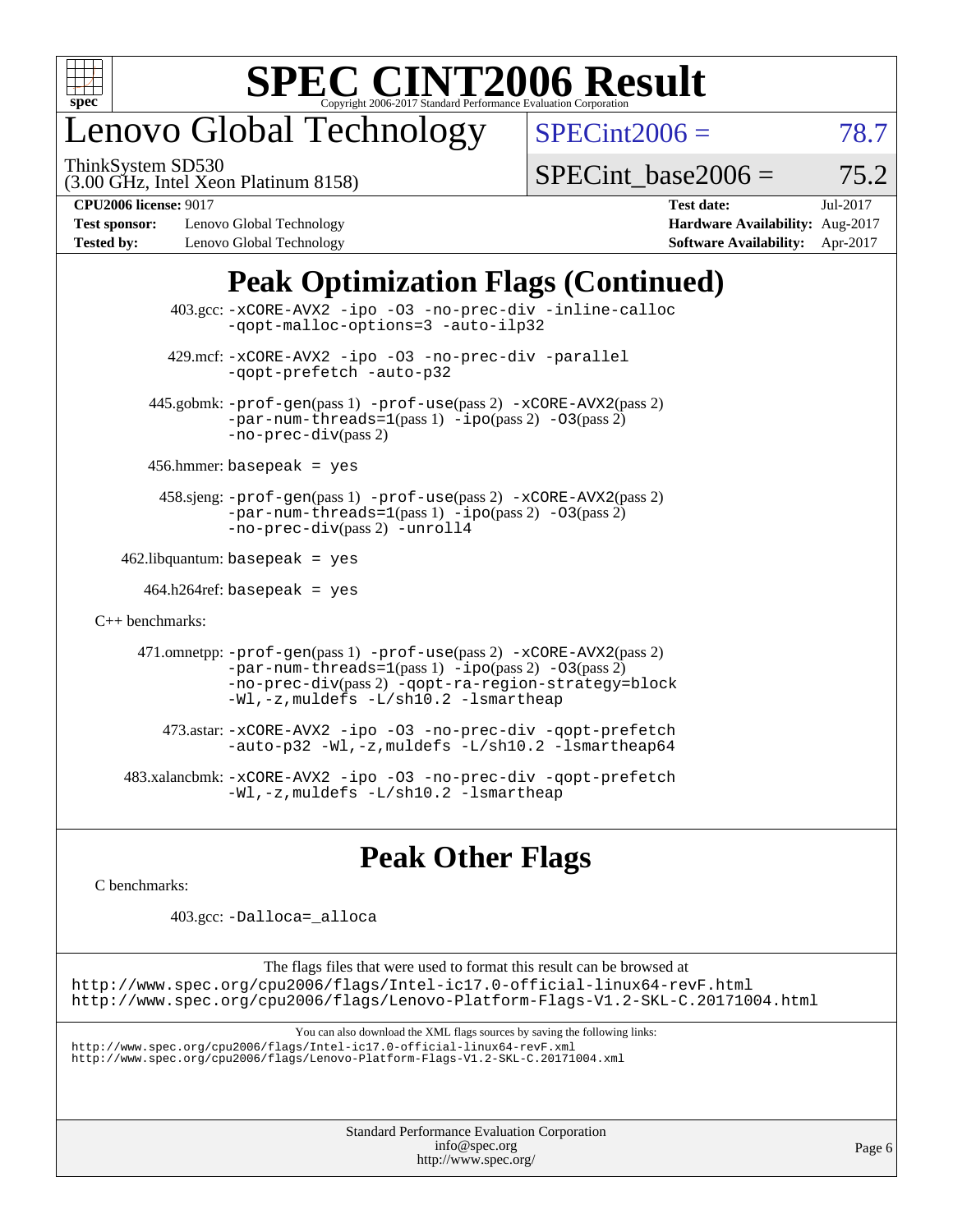# Peak Optimization Flags (Continued)

403.gcc: -xCORE-AVX2 -ipo -O3 -no-prec-div -inline-calloc -qopt-malloc-options=3 -auto-ilp32

429.mcf: -xCORE-AVX2 -ipo -O3 -no-prec-div -parallel -qopt-prefetch -auto-p32

445.gobmk: -prof-gen(pass 1) -prof-use(pass 2) -xCORE-AVX2(pass 2) -par-num-threads=1(pass 1) -ipo(pass 2) -O3(pass 2) -no-prec-div(pass 2)

456.hmmer: basepeak = yes

458.sjeng: -prof-gen(pass 1) -prof-use(pass 2) -xCORE-AVX2(pass 2) -par-num-threads=1(pass 1) -ipo(pass 2) -O3(pass 2) -no-prec-div(pass 2) -unroll4

462.libquantum: basepeak = yes

464.h264ref: basepeak = yes

C++ benchmarks:

471.omnetpp: -prof-gen(pass 1) -prof-use(pass 2) -xCORE-AVX2(pass 2) -par-num-threads=1(pass 1) -ipo(pass 2) -O3(pass 2) -no-prec-div(pass 2) -qopt-ra-region-strategy=block -Wl,-z,muldefs -L/sh10.2 -lsmartheap

473.astar: -xCORE-AVX2 -ipo -O3 -no-prec-div -qopt-prefetch -auto-p32 -Wl,-z,muldefs -L/sh10.2 -lsmartheap64

483.xalancbmk: -xCORE-AVX2 -ipo -O3 -no-prec-div -qopt-prefetch -Wl,-z,muldefs -L/sh10.2 -lsmartheap

# Peak Other Flags

C benchmarks:

403.gcc: -Dalloca=_alloca

The flags files that were used to format this result can be browsed at
http://www.spec.org/cpu2006/flags/Intel-ic17.0-official-linux64-revF.html
http://www.spec.org/cpu2006/flags/Lenovo-Platform-Flags-V1.2-SKL-C.20171004.html

You can also download the XML flags sources by saving the following links:
http://www.spec.org/cpu2006/flags/Intel-ic17.0-official-linux64-revF.xml
http://www.spec.org/cpu2006/flags/Lenovo-Platform-Flags-V1.2-SKL-C.20171004.xml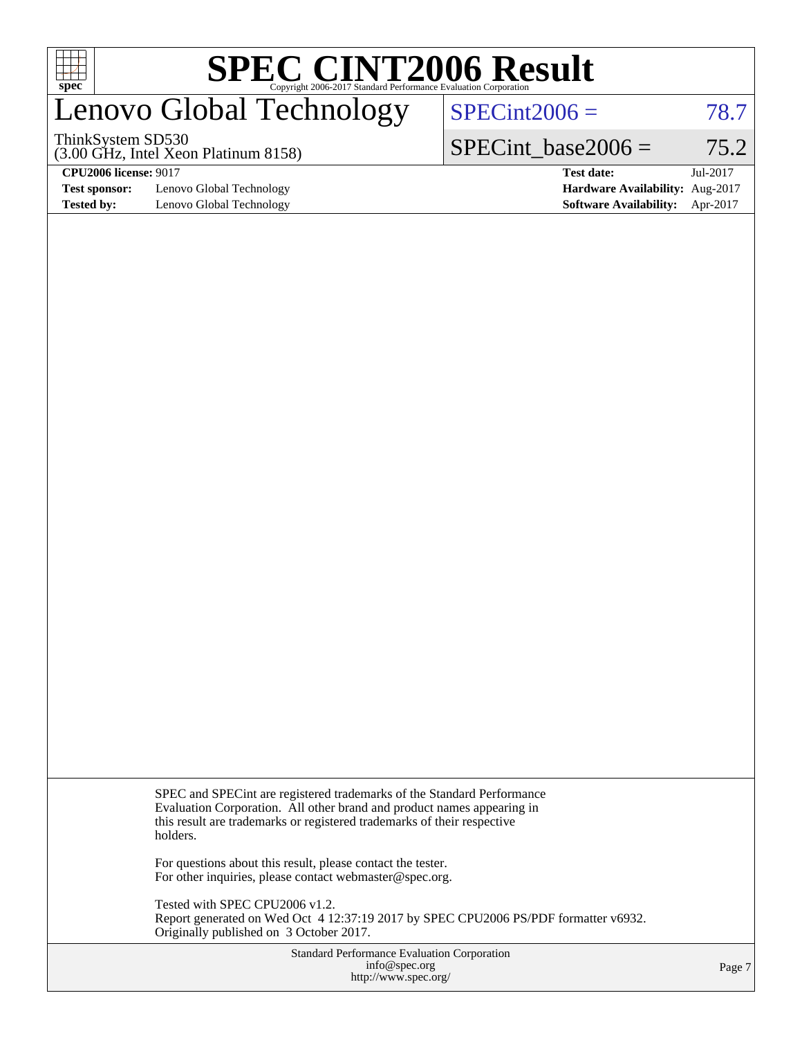SPEC and SPECint are registered trademarks of the Standard Performance Evaluation Corporation. All other brand and product names appearing in this result are trademarks or registered trademarks of their respective holders.

For questions about this result, please contact the tester.
For other inquiries, please contact webmaster@spec.org.

Tested with SPEC CPU2006 v1.2.
Report generated on Wed Oct 4 12:37:19 2017 by SPEC CPU2006 PS/PDF formatter v6932.
Originally published on 3 October 2017.